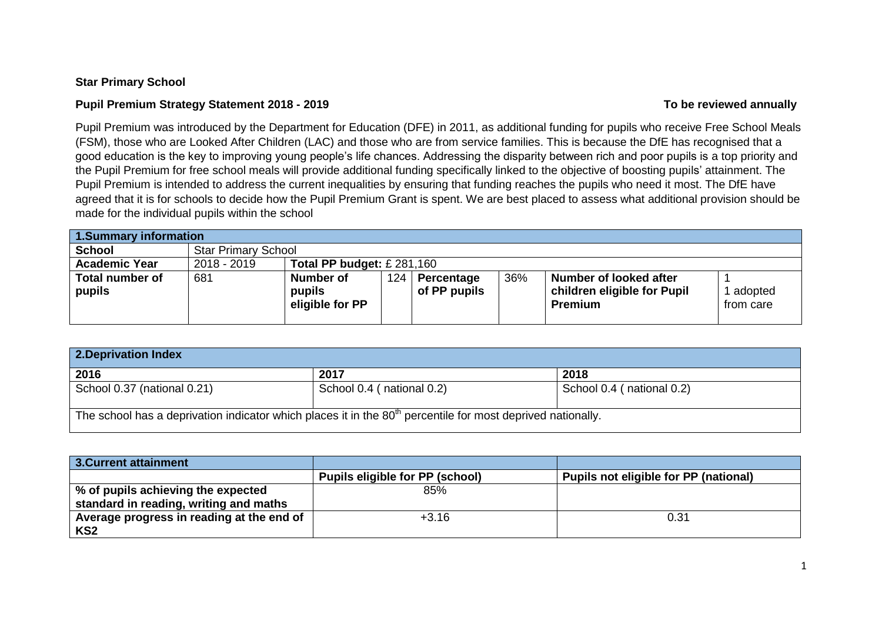**Star Primary School**

**Pupil Premium Strategy Statement 2018 - 2019** **To be reviewed annually**

Pupil Premium was introduced by the Department for Education (DFE) in 2011, as additional funding for pupils who receive Free School Meals (FSM), those who are Looked After Children (LAC) and those who are from service families. This is because the DfE has recognised that a good education is the key to improving young people's life chances. Addressing the disparity between rich and poor pupils is a top priority and the Pupil Premium for free school meals will provide additional funding specifically linked to the objective of boosting pupils' attainment. The Pupil Premium is intended to address the current inequalities by ensuring that funding reaches the pupils who need it most. The DfE have agreed that it is for schools to decide how the Pupil Premium Grant is spent. We are best placed to assess what additional provision should be made for the individual pupils within the school

| **1.Summary information** | | | | | | | |
|---|---|---|---|---|---|---|---|
| **School** | Star Primary School | | | | | | |
| **Academic Year** | 2018 - 2019 | **Total PP budget:** £ 281,160 | | | | | |
| **Total number of pupils** | 681 | **Number of pupils eligible for PP** | 124 | **Percentage of PP pupils** | 36% | **Number of looked after children eligible for Pupil Premium** | 1<br>1 adopted from care |

| **2.Deprivation Index** | | |
|---|---|---|
| **2016** | **2017** | **2018** |
| School 0.37 (national 0.21) | School 0.4 ( national 0.2) | School 0.4 ( national 0.2) |
| The school has a deprivation indicator which places it in the 80th percentile for most deprived nationally. | | |

| **3.Current attainment** | | |
|---|---|---|
| | **Pupils eligible for PP (school)** | **Pupils not eligible for PP (national)** |
| **% of pupils achieving the expected standard in reading, writing and maths** | 85% | |
| **Average progress in reading at the end of KS2** | +3.16 | 0.31 |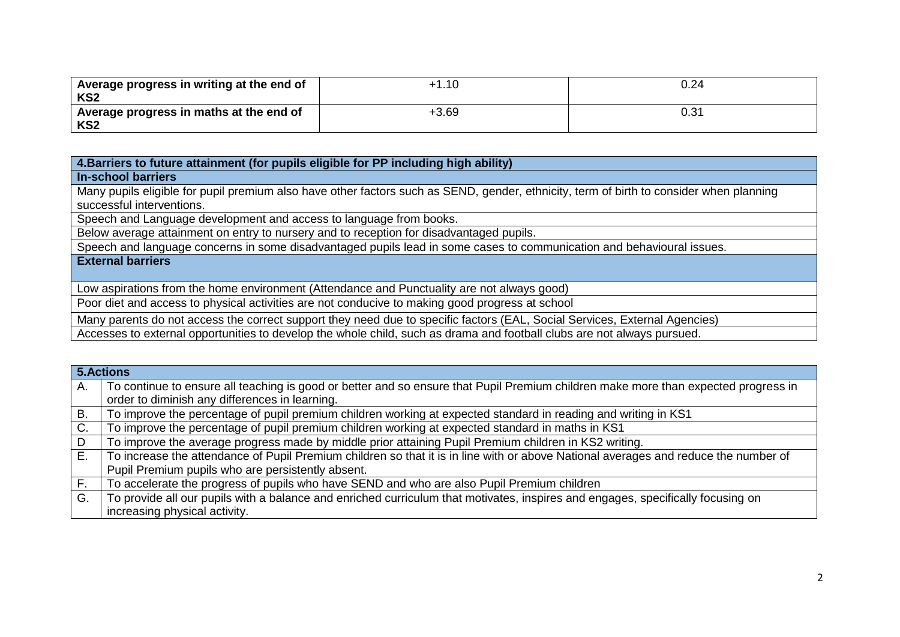| | | |
|---|---|---|
| **Average progress in writing at the end of KS2** | +1.10 | 0.24 |
| **Average progress in maths at the end of KS2** | +3.69 | 0.31 |

| **4.Barriers to future attainment (for pupils eligible for PP including high ability)** |
|---|
| **In-school barriers** |
| Many pupils eligible for pupil premium also have other factors such as SEND, gender, ethnicity, term of birth to consider when planning successful interventions. |
| Speech and Language development and access to language from books. |
| Below average attainment on entry to nursery and to reception for disadvantaged pupils. |
| Speech and language concerns in some disadvantaged pupils lead in some cases to communication and behavioural issues. |
| **External barriers** |
| Low aspirations from the home environment (Attendance and Punctuality are not always good) |
| Poor diet and access to physical activities are not conducive to making good progress at school |
| Many parents do not access the correct support they need due to specific factors (EAL, Social Services, External Agencies) |
| Accesses to external opportunities to develop the whole child, such as drama and football clubs are not always pursued. |

| **5.Actions** | |
|---|---|
| A. | To continue to ensure all teaching is good or better and so ensure that Pupil Premium children make more than expected progress in order to diminish any differences in learning. |
| B. | To improve the percentage of pupil premium children working at expected standard in reading and writing in KS1 |
| C. | To improve the percentage of pupil premium children working at expected standard in maths in KS1 |
| D | To improve the average progress made by middle prior attaining Pupil Premium children in KS2 writing. |
| E. | To increase the attendance of Pupil Premium children so that it is in line with or above National averages and reduce the number of Pupil Premium pupils who are persistently absent. |
| F. | To accelerate the progress of pupils who have SEND and who are also Pupil Premium children |
| G. | To provide all our pupils with a balance and enriched curriculum that motivates, inspires and engages, specifically focusing on increasing physical activity. |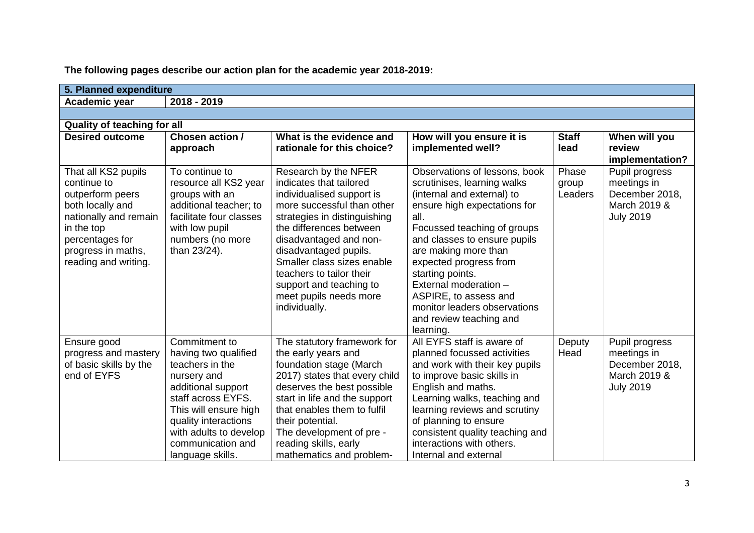**The following pages describe our action plan for the academic year 2018-2019:**

| **5. Planned expenditure** | | | | | |
|---|---|---|---|---|---|
| **Academic year** | **2018 - 2019** | | | | |
| | | | | | |
| **Quality of teaching for all** | | | | | |
| **Desired outcome** | **Chosen action / approach** | **What is the evidence and rationale for this choice?** | **How will you ensure it is implemented well?** | **Staff lead** | **When will you review implementation?** |
| That all KS2 pupils continue to outperform peers both locally and nationally and remain in the top percentages for progress in maths, reading and writing. | To continue to resource all KS2 year groups with an additional teacher; to facilitate four classes with low pupil numbers (no more than 23/24). | Research by the NFER indicates that tailored individualised support is more successful than other strategies in distinguishing the differences between disadvantaged and non-disadvantaged pupils. Smaller class sizes enable teachers to tailor their support and teaching to meet pupils needs more individually. | Observations of lessons, book scrutinises, learning walks (internal and external) to ensure high expectations for all. Focussed teaching of groups and classes to ensure pupils are making more than expected progress from starting points. External moderation – ASPIRE, to assess and monitor leaders observations and review teaching and learning. | Phase group Leaders | Pupil progress meetings in December 2018, March 2019 & July 2019 |
| Ensure good progress and mastery of basic skills by the end of EYFS | Commitment to having two qualified teachers in the nursery and additional support staff across EYFS. This will ensure high quality interactions with adults to develop communication and language skills. | The statutory framework for the early years and foundation stage (March 2017) states that every child deserves the best possible start in life and the support that enables them to fulfil their potential. The development of pre - reading skills, early mathematics and problem- | All EYFS staff is aware of planned focussed activities and work with their key pupils to improve basic skills in English and maths. Learning walks, teaching and learning reviews and scrutiny of planning to ensure consistent quality teaching and interactions with others. Internal and external | Deputy Head | Pupil progress meetings in December 2018, March 2019 & July 2019 |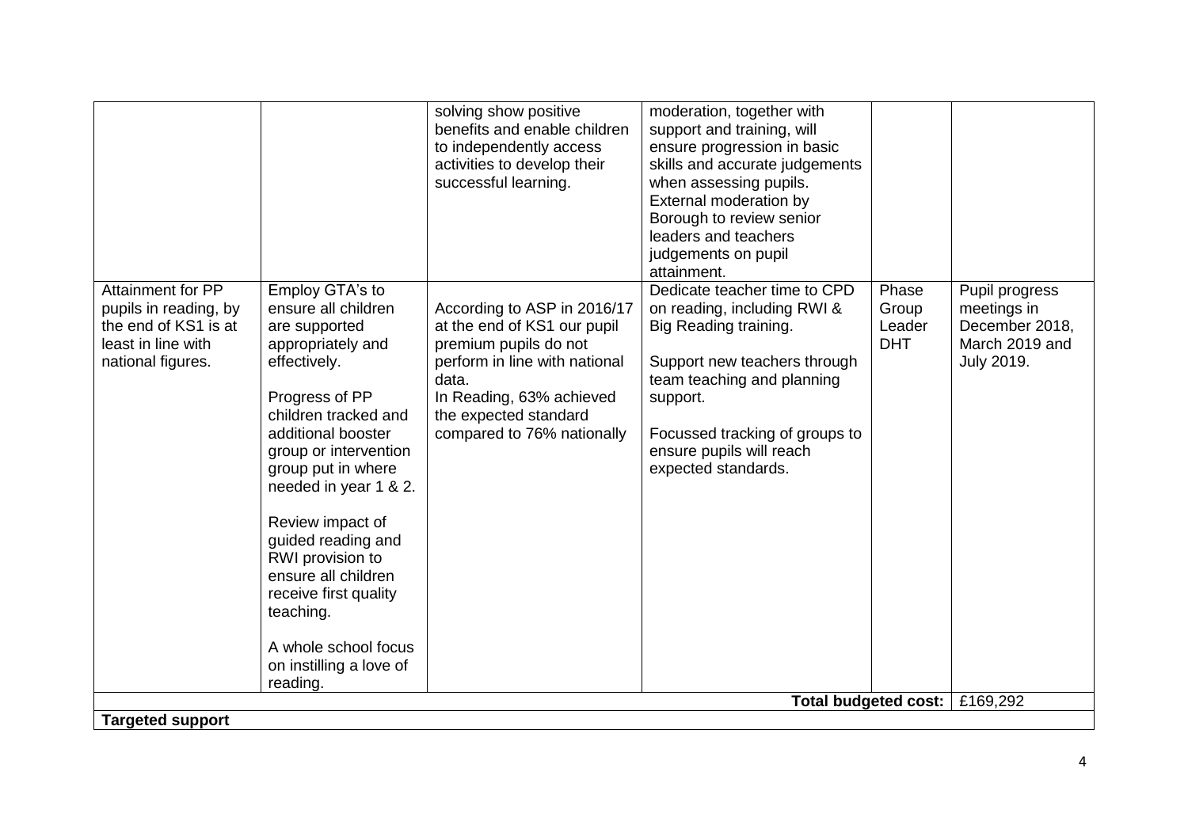| | | solving show positive benefits and enable children to independently access activities to develop their successful learning. | moderation, together with support and training, will ensure progression in basic skills and accurate judgements when assessing pupils. External moderation by Borough to review senior leaders and teachers judgements on pupil attainment. | | |
|---|---|---|---|---|---|
| Attainment for PP pupils in reading, by the end of KS1 is at least in line with national figures. | Employ GTA's to ensure all children are supported appropriately and effectively.<br><br>Progress of PP children tracked and additional booster group or intervention group put in where needed in year 1 & 2.<br><br>Review impact of guided reading and RWI provision to ensure all children receive first quality teaching.<br><br>A whole school focus on instilling a love of reading. | According to ASP in 2016/17 at the end of KS1 our pupil premium pupils do not perform in line with national data.<br>In Reading, 63% achieved the expected standard compared to 76% nationally | Dedicate teacher time to CPD on reading, including RWI & Big Reading training.<br><br>Support new teachers through team teaching and planning support.<br><br>Focussed tracking of groups to ensure pupils will reach expected standards. | Phase Group Leader DHT | Pupil progress meetings in December 2018, March 2019 and July 2019. |
| | | | | **Total budgeted cost:** | £169,292 |
| **Targeted support** | | | | | |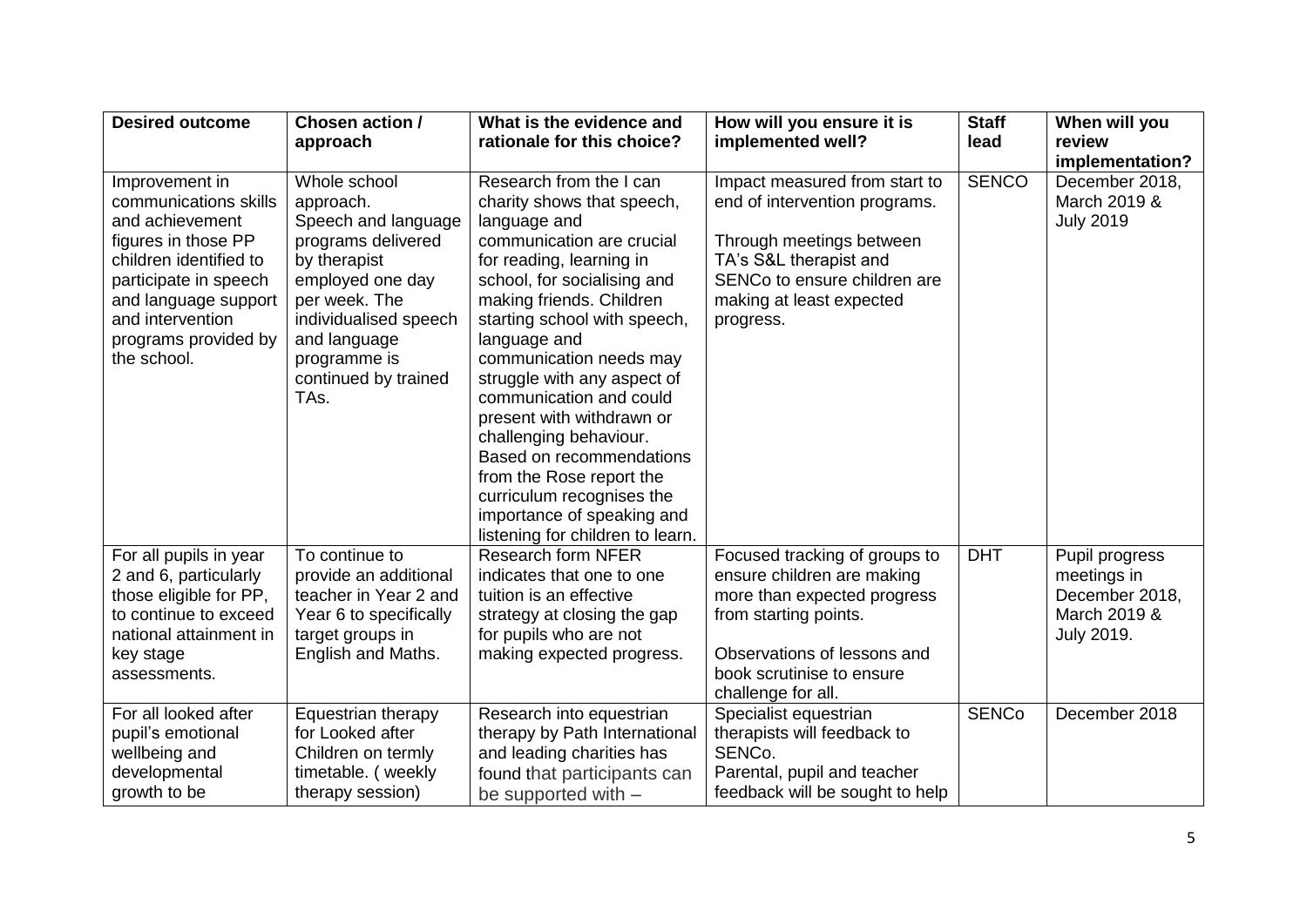| Desired outcome | Chosen action / approach | What is the evidence and rationale for this choice? | How will you ensure it is implemented well? | Staff lead | When will you review implementation? |
|---|---|---|---|---|---|
| Improvement in communications skills and achievement figures in those PP children identified to participate in speech and language support and intervention programs provided by the school. | Whole school approach. Speech and language programs delivered by therapist employed one day per week. The individualised speech and language programme is continued by trained TAs. | Research from the I can charity shows that speech, language and communication are crucial for reading, learning in school, for socialising and making friends. Children starting school with speech, language and communication needs may struggle with any aspect of communication and could present with withdrawn or challenging behaviour. Based on recommendations from the Rose report the curriculum recognises the importance of speaking and listening for children to learn. | Impact measured from start to end of intervention programs.<br><br>Through meetings between TA's S&L therapist and SENCo to ensure children are making at least expected progress. | SENCO | December 2018, March 2019 & July 2019 |
| For all pupils in year 2 and 6, particularly those eligible for PP, to continue to exceed national attainment in key stage assessments. | To continue to provide an additional teacher in Year 2 and Year 6 to specifically target groups in English and Maths. | Research form NFER indicates that one to one tuition is an effective strategy at closing the gap for pupils who are not making expected progress. | Focused tracking of groups to ensure children are making more than expected progress from starting points.<br><br>Observations of lessons and book scrutinise to ensure challenge for all. | DHT | Pupil progress meetings in December 2018, March 2019 & July 2019. |
| For all looked after pupil's emotional wellbeing and developmental growth to be | Equestrian therapy for Looked after Children on termly timetable. ( weekly therapy session) | Research into equestrian therapy by Path International and leading charities has found that participants can be supported with – | Specialist equestrian therapists will feedback to SENCo.<br>Parental, pupil and teacher feedback will be sought to help | SENCo | December 2018 |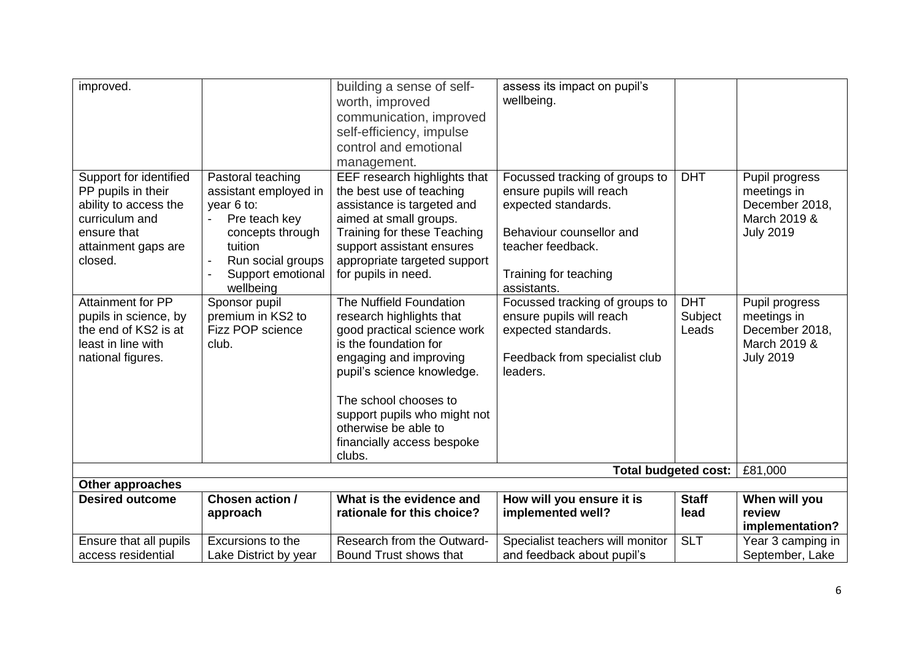| | | | | | |
|---|---|---|---|---|---|
| improved. | | building a sense of self-worth, improved communication, improved self-efficiency, impulse control and emotional management. | assess its impact on pupil's wellbeing. | | |
| Support for identified PP pupils in their ability to access the curriculum and ensure that attainment gaps are closed. | Pastoral teaching assistant employed in year 6 to:<br>- Pre teach key concepts through tuition<br>- Run social groups<br>- Support emotional wellbeing | EEF research highlights that the best use of teaching assistance is targeted and aimed at small groups. Training for these Teaching support assistant ensures appropriate targeted support for pupils in need. | Focussed tracking of groups to ensure pupils will reach expected standards.<br><br>Behaviour counsellor and teacher feedback.<br><br>Training for teaching assistants. | DHT | Pupil progress meetings in December 2018, March 2019 & July 2019 |
| Attainment for PP pupils in science, by the end of KS2 is at least in line with national figures. | Sponsor pupil premium in KS2 to Fizz POP science club. | The Nuffield Foundation research highlights that good practical science work is the foundation for engaging and improving pupil's science knowledge.<br><br>The school chooses to support pupils who might not otherwise be able to financially access bespoke clubs. | Focussed tracking of groups to ensure pupils will reach expected standards.<br><br>Feedback from specialist club leaders. | DHT Subject Leads | Pupil progress meetings in December 2018, March 2019 & July 2019 |
| | | | | **Total budgeted cost:** | £81,000 |
| **Other approaches** | | | | | |
| **Desired outcome** | **Chosen action / approach** | **What is the evidence and rationale for this choice?** | **How will you ensure it is implemented well?** | **Staff lead** | **When will you review implementation?** |
| Ensure that all pupils access residential | Excursions to the Lake District by year | Research from the Outward-Bound Trust shows that | Specialist teachers will monitor and feedback about pupil's | SLT | Year 3 camping in September, Lake |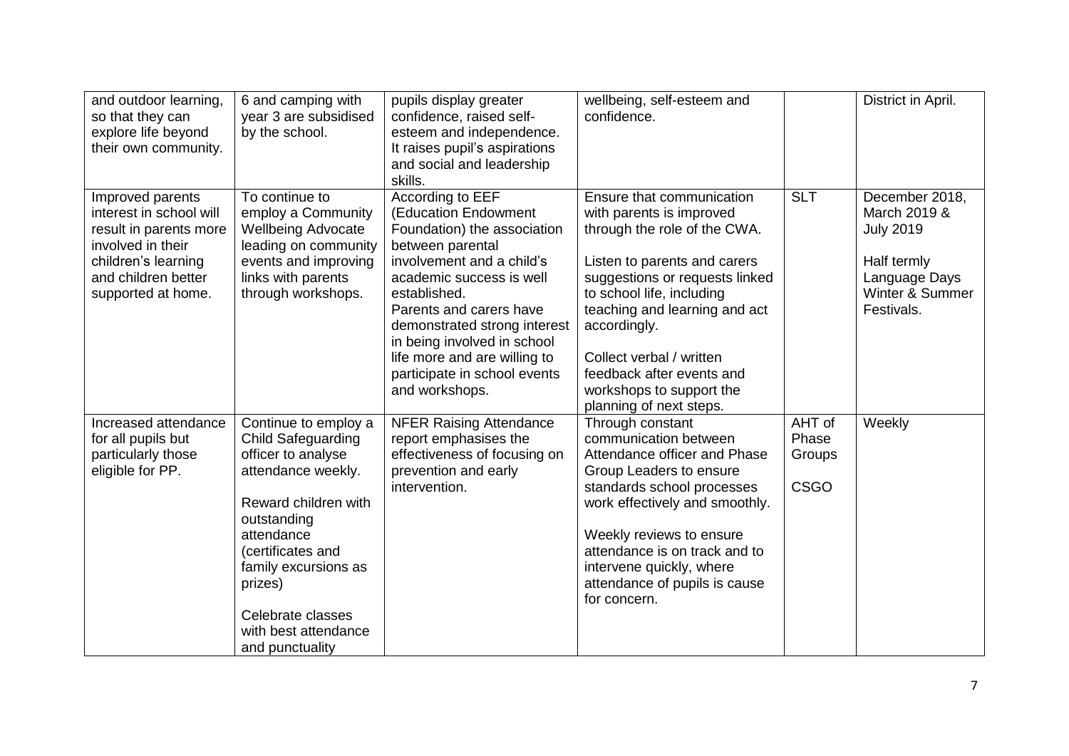| and outdoor learning, so that they can explore life beyond their own community. | 6 and camping with year 3 are subsidised by the school. | pupils display greater confidence, raised self-esteem and independence. It raises pupil's aspirations and social and leadership skills. | wellbeing, self-esteem and confidence. | | District in April. |
|---|---|---|---|---|---|
| Improved parents interest in school will result in parents more involved in their children's learning and children better supported at home. | To continue to employ a Community Wellbeing Advocate leading on community events and improving links with parents through workshops. | According to EEF (Education Endowment Foundation) the association between parental involvement and a child's academic success is well established.<br>Parents and carers have demonstrated strong interest in being involved in school life more and are willing to participate in school events and workshops. | Ensure that communication with parents is improved through the role of the CWA.<br><br>Listen to parents and carers suggestions or requests linked to school life, including teaching and learning and act accordingly.<br><br>Collect verbal / written feedback after events and workshops to support the planning of next steps. | SLT | December 2018, March 2019 & July 2019<br><br>Half termly Language Days Winter & Summer Festivals. |
| Increased attendance for all pupils but particularly those eligible for PP. | Continue to employ a Child Safeguarding officer to analyse attendance weekly.<br><br>Reward children with outstanding attendance (certificates and family excursions as prizes)<br><br>Celebrate classes with best attendance and punctuality | NFER Raising Attendance report emphasises the effectiveness of focusing on prevention and early intervention. | Through constant communication between Attendance officer and Phase Group Leaders to ensure standards school processes work effectively and smoothly.<br><br>Weekly reviews to ensure attendance is on track and to intervene quickly, where attendance of pupils is cause for concern. | AHT of Phase Groups<br><br>CSGO | Weekly |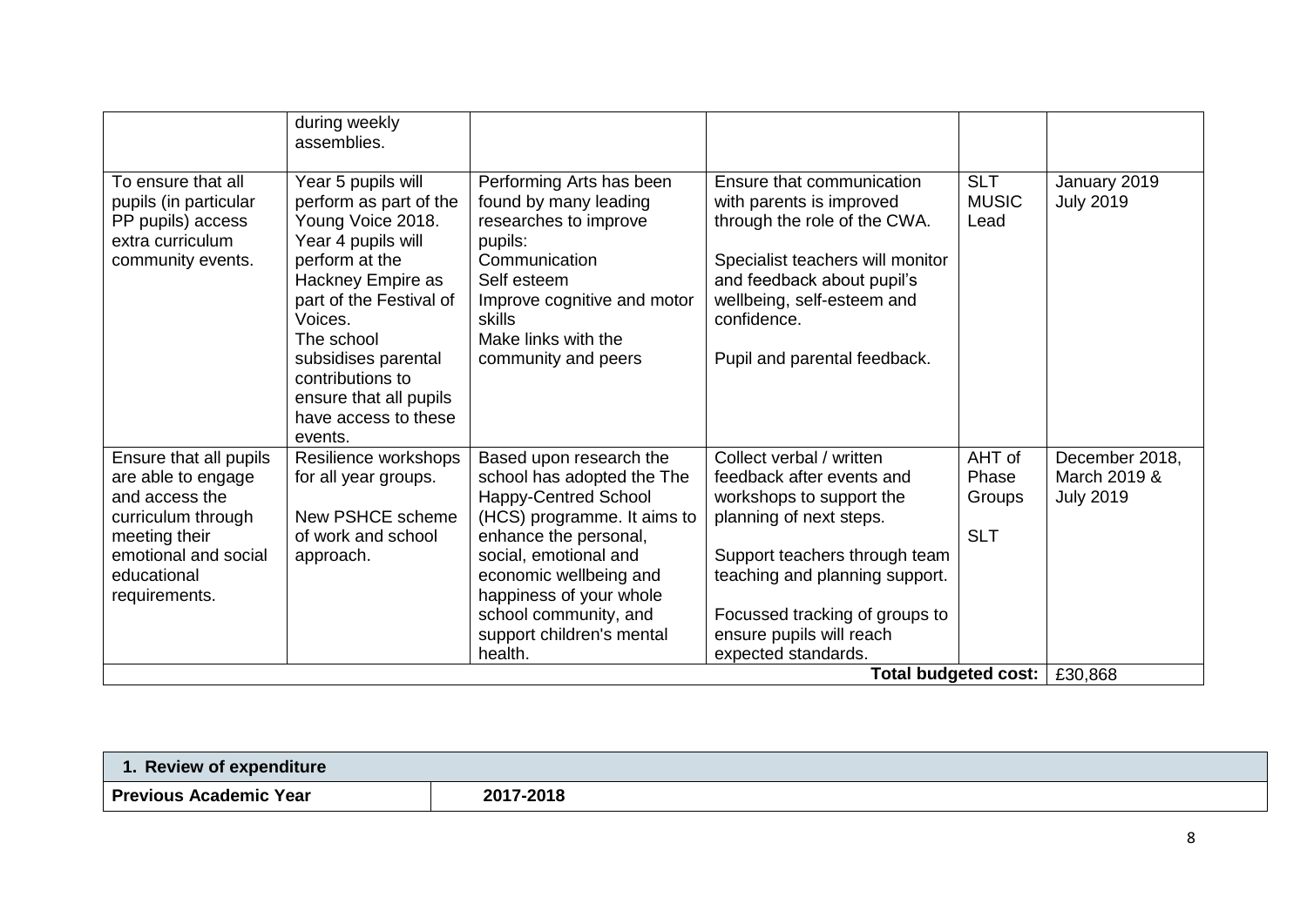| | | | | | |
|---|---|---|---|---|---|
| | during weekly assemblies. | | | | |
| To ensure that all pupils (in particular PP pupils) access extra curriculum community events. | Year 5 pupils will perform as part of the Young Voice 2018. Year 4 pupils will perform at the Hackney Empire as part of the Festival of Voices. The school subsidises parental contributions to ensure that all pupils have access to these events. | Performing Arts has been found by many leading researches to improve pupils: Communication Self esteem Improve cognitive and motor skills Make links with the community and peers | Ensure that communication with parents is improved through the role of the CWA.<br><br>Specialist teachers will monitor and feedback about pupil's wellbeing, self-esteem and confidence.<br><br>Pupil and parental feedback. | SLT MUSIC Lead | January 2019 July 2019 |
| Ensure that all pupils are able to engage and access the curriculum through meeting their emotional and social educational requirements. | Resilience workshops for all year groups.<br><br>New PSHCE scheme of work and school approach. | Based upon research the school has adopted the The Happy-Centred School (HCS) programme. It aims to enhance the personal, social, emotional and economic wellbeing and happiness of your whole school community, and support children's mental health. | Collect verbal / written feedback after events and workshops to support the planning of next steps.<br><br>Support teachers through team teaching and planning support.<br><br>Focussed tracking of groups to ensure pupils will reach expected standards. | AHT of Phase Groups<br><br>SLT | December 2018, March 2019 & July 2019 |
| | | | | **Total budgeted cost:** | £30,868 |

| **1. Review of expenditure** | |
|---|---|
| **Previous Academic Year** | **2017-2018** |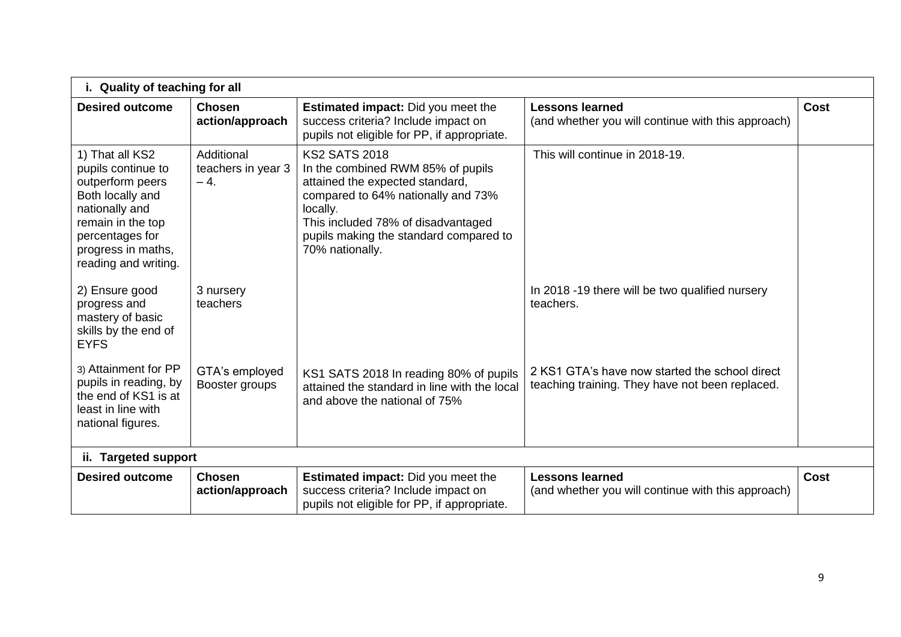| **i. Quality of teaching for all** | | | | |
|---|---|---|---|---|
| **Desired outcome** | **Chosen action/approach** | **Estimated impact:** Did you meet the success criteria? Include impact on pupils not eligible for PP, if appropriate. | **Lessons learned** (and whether you will continue with this approach) | **Cost** |
| 1) That all KS2 pupils continue to outperform peers Both locally and nationally and remain in the top percentages for progress in maths, reading and writing. | Additional teachers in year 3 – 4. | KS2 SATS 2018 In the combined RWM 85% of pupils attained the expected standard, compared to 64% nationally and 73% locally. This included 78% of disadvantaged pupils making the standard compared to 70% nationally. | This will continue in 2018-19. | |
| 2) Ensure good progress and mastery of basic skills by the end of EYFS | 3 nursery teachers | | In 2018 -19 there will be two qualified nursery teachers. | |
| 3) Attainment for PP pupils in reading, by the end of KS1 is at least in line with national figures. | GTA's employed Booster groups | KS1 SATS 2018 In reading 80% of pupils attained the standard in line with the local and above the national of 75% | 2 KS1 GTA's have now started the school direct teaching training. They have not been replaced. | |
| **ii. Targeted support** | | | | |
| **Desired outcome** | **Chosen action/approach** | **Estimated impact:** Did you meet the success criteria? Include impact on pupils not eligible for PP, if appropriate. | **Lessons learned** (and whether you will continue with this approach) | **Cost** |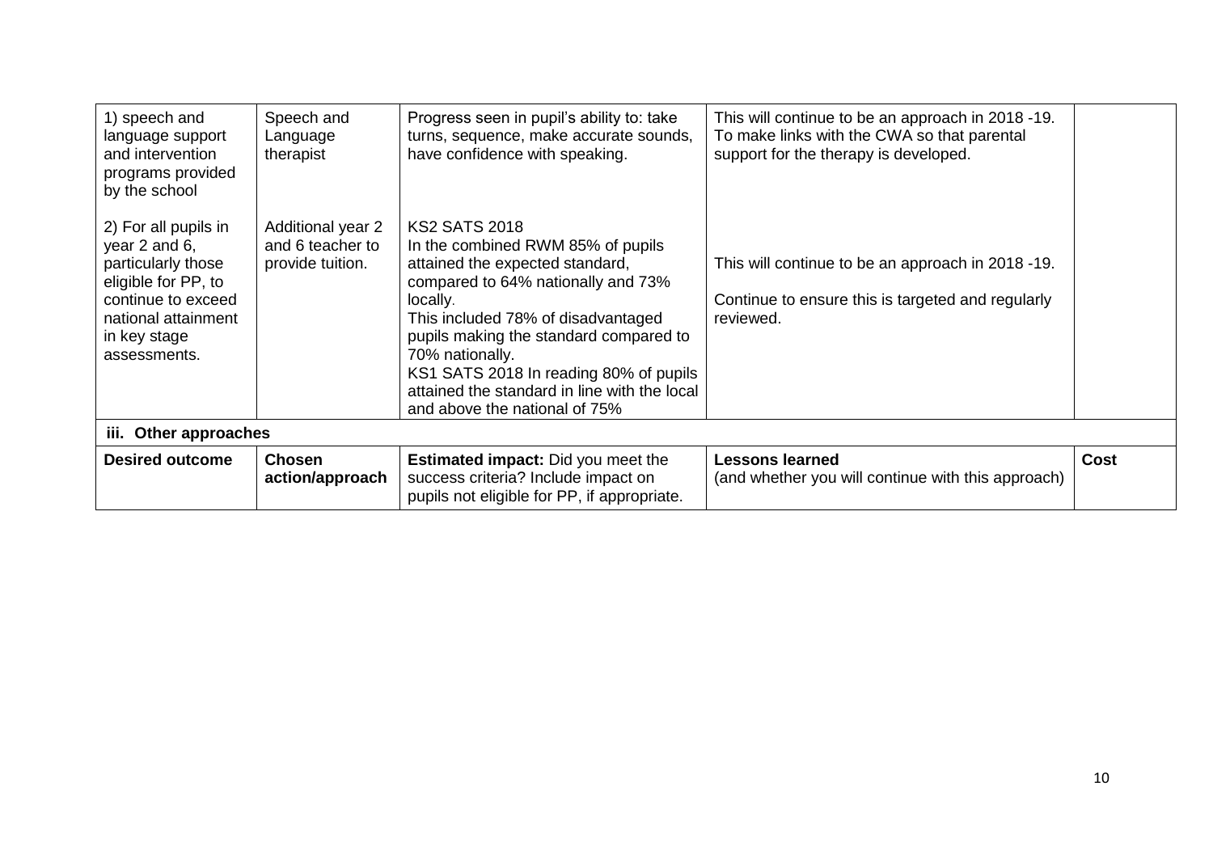| | | | | |
|---|---|---|---|---|
| 1) speech and language support and intervention programs provided by the school | Speech and Language therapist | Progress seen in pupil's ability to: take turns, sequence, make accurate sounds, have confidence with speaking. | This will continue to be an approach in 2018 -19. To make links with the CWA so that parental support for the therapy is developed. | |
| 2) For all pupils in year 2 and 6, particularly those eligible for PP, to continue to exceed national attainment in key stage assessments. | Additional year 2 and 6 teacher to provide tuition. | KS2 SATS 2018<br>In the combined RWM 85% of pupils attained the expected standard, compared to 64% nationally and 73% locally.<br>This included 78% of disadvantaged pupils making the standard compared to 70% nationally.<br>KS1 SATS 2018 In reading 80% of pupils attained the standard in line with the local and above the national of 75% | This will continue to be an approach in 2018 -19.<br><br>Continue to ensure this is targeted and regularly reviewed. | |
| **iii. Other approaches** | | | | |
| **Desired outcome** | **Chosen action/approach** | **Estimated impact:** Did you meet the success criteria? Include impact on pupils not eligible for PP, if appropriate. | **Lessons learned**<br>(and whether you will continue with this approach) | **Cost** |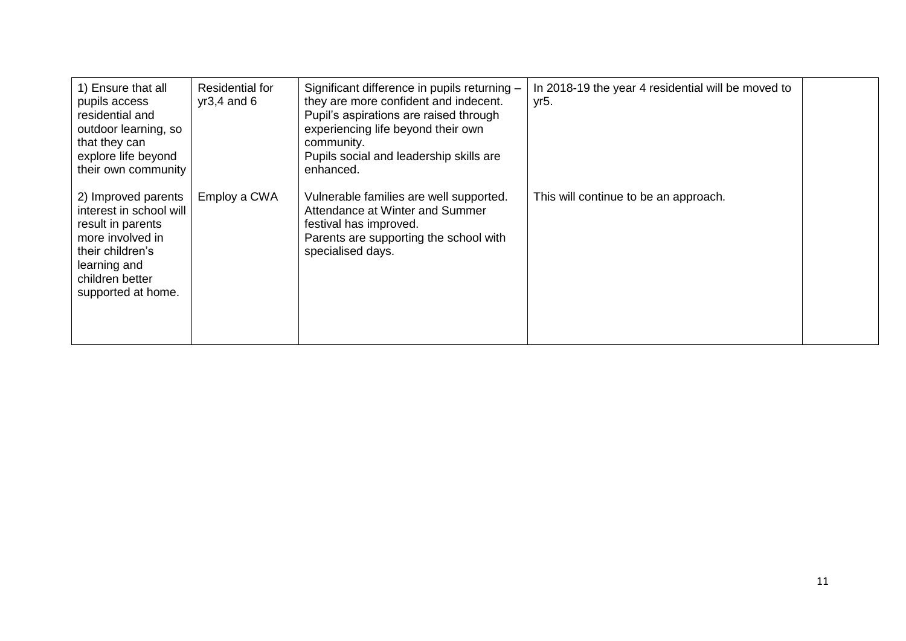| | | | | |
|---|---|---|---|---|
| 1) Ensure that all pupils access residential and outdoor learning, so that they can explore life beyond their own community | Residential for yr3,4 and 6 | Significant difference in pupils returning – they are more confident and indecent.<br>Pupil's aspirations are raised through experiencing life beyond their own community.<br>Pupils social and leadership skills are enhanced. | In 2018-19 the year 4 residential will be moved to yr5. | |
| 2) Improved parents interest in school will result in parents more involved in their children's learning and children better supported at home. | Employ a CWA | Vulnerable families are well supported.<br>Attendance at Winter and Summer festival has improved.<br>Parents are supporting the school with specialised days. | This will continue to be an approach. | |